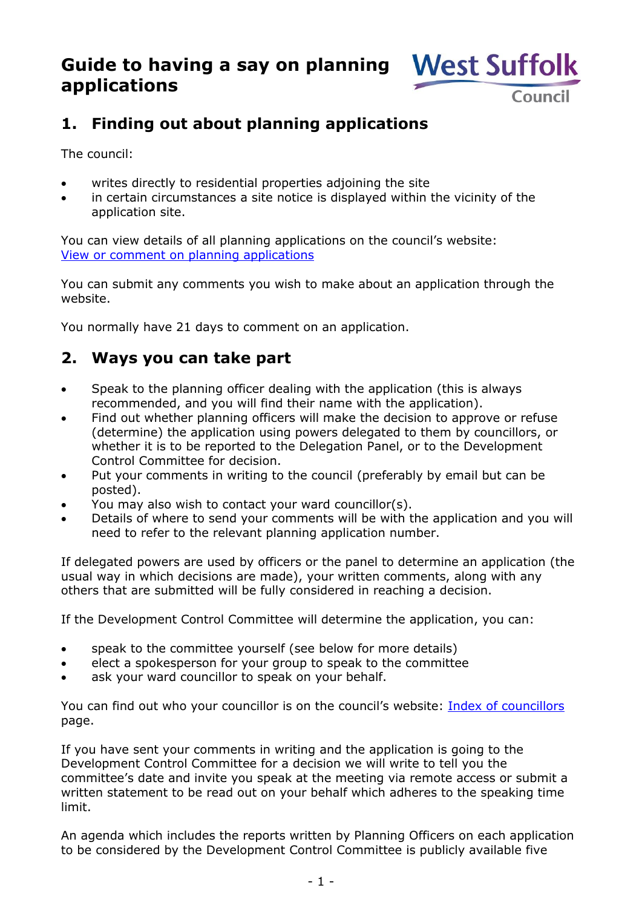# Guide to having a say on planning applications

West Suffolk Council

## 1. Finding out about planning applications

The council:

- writes directly to residential properties adjoining the site
- in certain circumstances a site notice is displayed within the vicinity of the application site.

You can view details of all planning applications on the council's website: [View or comment on planning applications]()

You can submit any comments you wish to make about an application through the website.

You normally have 21 days to comment on an application.

## 2. Ways you can take part

- Speak to the planning officer dealing with the application (this is always recommended, and you will find their name with the application).
- Find out whether planning officers will make the decision to approve or refuse (determine) the application using powers delegated to them by councillors, or whether it is to be reported to the Delegation Panel, or to the Development Control Committee for decision.
- Put your comments in writing to the council (preferably by email but can be posted).
- You may also wish to contact your ward councillor(s).
- Details of where to send your comments will be with the application and you will need to refer to the relevant planning application number.

If delegated powers are used by officers or the panel to determine an application (the usual way in which decisions are made), your written comments, along with any others that are submitted will be fully considered in reaching a decision.

If the Development Control Committee will determine the application, you can:

- speak to the committee yourself (see below for more details)
- elect a spokesperson for your group to speak to the committee
- ask your ward councillor to speak on your behalf.

You can find out who your councillor is on the council's website: [Index of councillors]() page.

If you have sent your comments in writing and the application is going to the Development Control Committee for a decision we will write to tell you the committee's date and invite you speak at the meeting via remote access or submit a written statement to be read out on your behalf which adheres to the speaking time limit.

An agenda which includes the reports written by Planning Officers on each application to be considered by the Development Control Committee is publicly available five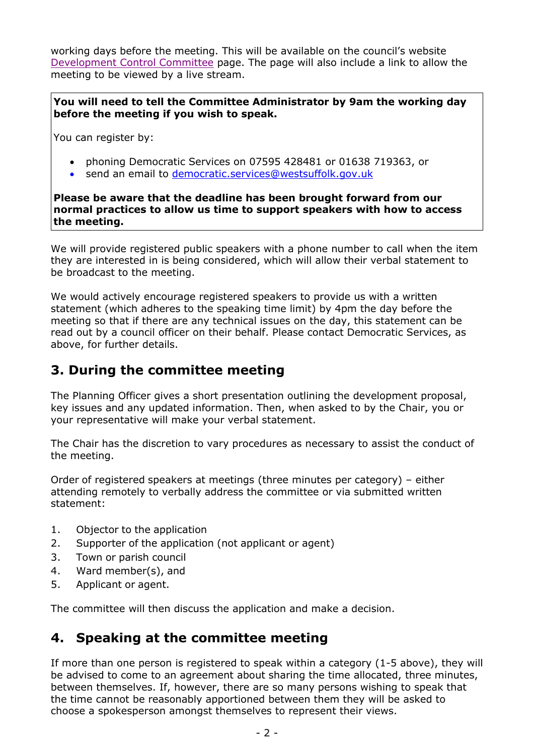working days before the meeting. This will be available on the council's website Development Control Committee page. The page will also include a link to allow the meeting to be viewed by a live stream.

**You will need to tell the Committee Administrator by 9am the working day before the meeting if you wish to speak.**

You can register by:

- phoning Democratic Services on 07595 428481 or 01638 719363, or
- send an email to democratic.services@westsuffolk.gov.uk

**Please be aware that the deadline has been brought forward from our normal practices to allow us time to support speakers with how to access the meeting.**

We will provide registered public speakers with a phone number to call when the item they are interested in is being considered, which will allow their verbal statement to be broadcast to the meeting.

We would actively encourage registered speakers to provide us with a written statement (which adheres to the speaking time limit) by 4pm the day before the meeting so that if there are any technical issues on the day, this statement can be read out by a council officer on their behalf. Please contact Democratic Services, as above, for further details.

## 3. During the committee meeting

The Planning Officer gives a short presentation outlining the development proposal, key issues and any updated information. Then, when asked to by the Chair, you or your representative will make your verbal statement.

The Chair has the discretion to vary procedures as necessary to assist the conduct of the meeting.

Order of registered speakers at meetings (three minutes per category) – either attending remotely to verbally address the committee or via submitted written statement:

1. Objector to the application
2. Supporter of the application (not applicant or agent)
3. Town or parish council
4. Ward member(s), and
5. Applicant or agent.

The committee will then discuss the application and make a decision.

## 4. Speaking at the committee meeting

If more than one person is registered to speak within a category (1-5 above), they will be advised to come to an agreement about sharing the time allocated, three minutes, between themselves. If, however, there are so many persons wishing to speak that the time cannot be reasonably apportioned between them they will be asked to choose a spokesperson amongst themselves to represent their views.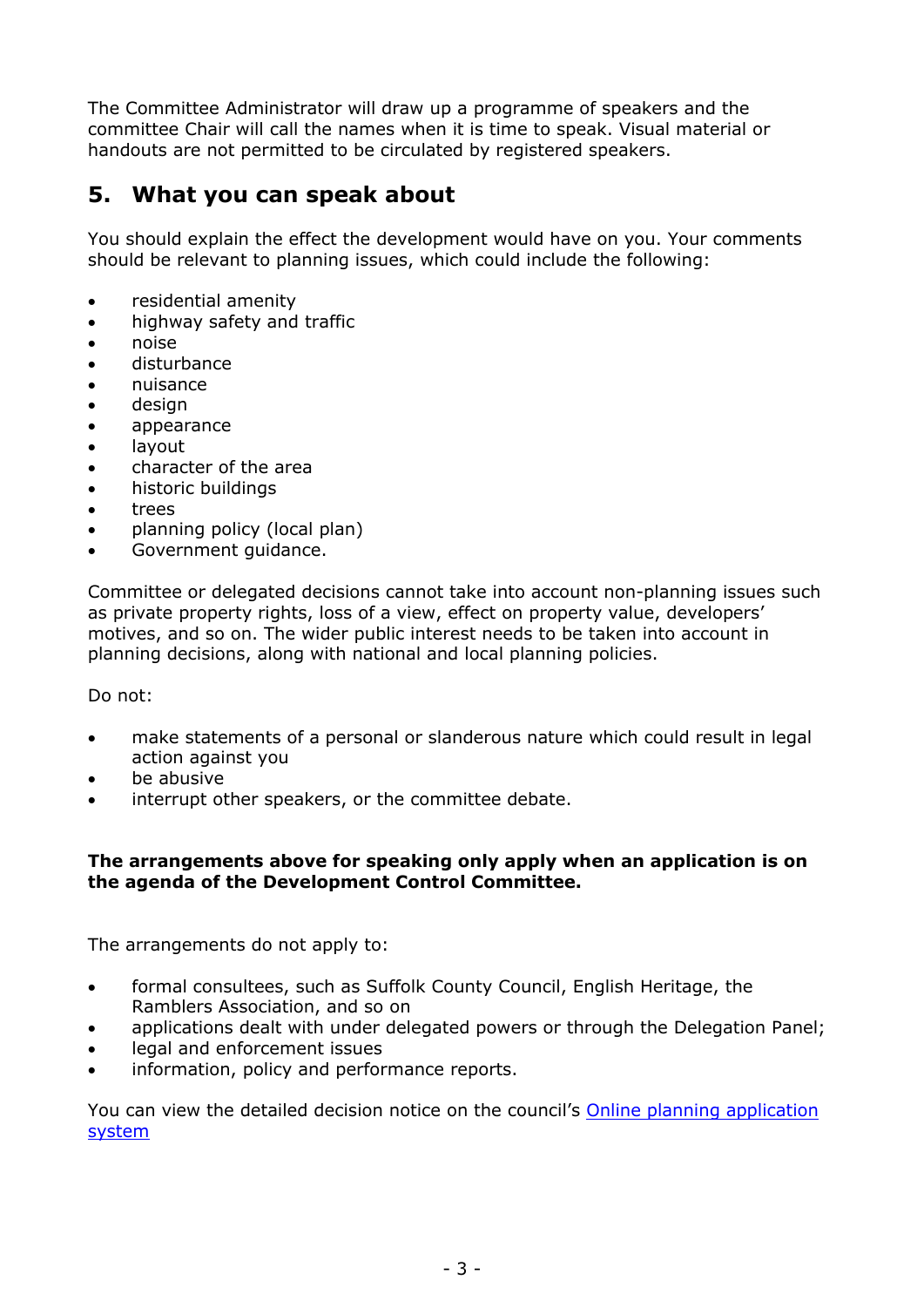The Committee Administrator will draw up a programme of speakers and the committee Chair will call the names when it is time to speak. Visual material or handouts are not permitted to be circulated by registered speakers.

## 5. What you can speak about

You should explain the effect the development would have on you. Your comments should be relevant to planning issues, which could include the following:

- residential amenity
- highway safety and traffic
- noise
- disturbance
- nuisance
- design
- appearance
- layout
- character of the area
- historic buildings
- trees
- planning policy (local plan)
- Government guidance.

Committee or delegated decisions cannot take into account non-planning issues such as private property rights, loss of a view, effect on property value, developers' motives, and so on. The wider public interest needs to be taken into account in planning decisions, along with national and local planning policies.

Do not:

- make statements of a personal or slanderous nature which could result in legal action against you
- be abusive
- interrupt other speakers, or the committee debate.

**The arrangements above for speaking only apply when an application is on the agenda of the Development Control Committee.**

The arrangements do not apply to:

- formal consultees, such as Suffolk County Council, English Heritage, the Ramblers Association, and so on
- applications dealt with under delegated powers or through the Delegation Panel;
- legal and enforcement issues
- information, policy and performance reports.

You can view the detailed decision notice on the council's [Online planning application system]